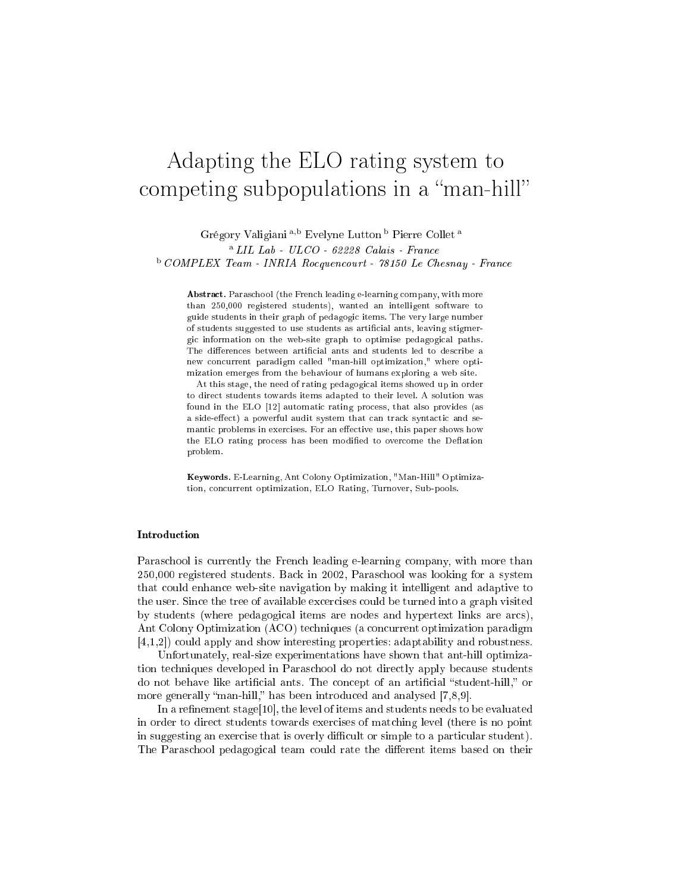# Adapting the ELO rating system to competing subpopulations in a "man-hill"

Grégory Valigiani [a,b] Evelyne Lutton [b] Pierre Collet [a]

[a] *LIL Lab - ULCO - 62228 Calais - France*

[b] *COMPLEX Team - INRIA Rocquencourt - 78150 Le Chesnay - France*

**Abstract.** Paraschool (the French leading e-learning company, with more than 250,000 registered students), wanted an intelligent software to guide students in their graph of pedagogic items. The very large number of students suggested to use students as artificial ants, leaving stigmergic information on the web-site graph to optimise pedagogical paths. The differences between artificial ants and students led to describe a new concurrent paradigm called "man-hill optimization," where optimization emerges from the behaviour of humans exploring a web site.

At this stage, the need of rating pedagogical items showed up in order to direct students towards items adapted to their level. A solution was found in the ELO [12] automatic rating process, that also provides (as a side-effect) a powerful audit system that can track syntactic and semantic problems in exercises. For an effective use, this paper shows how the ELO rating process has been modified to overcome the Deflation problem.

**Keywords.** E-Learning, Ant Colony Optimization, "Man-Hill" Optimization, concurrent optimization, ELO Rating, Turnover, Sub-pools.

### Introduction

Paraschool is currently the French leading e-learning company, with more than 250,000 registered students. Back in 2002, Paraschool was looking for a system that could enhance web-site navigation by making it intelligent and adaptive to the user. Since the tree of available excercises could be turned into a graph visited by students (where pedagogical items are nodes and hypertext links are arcs), Ant Colony Optimization (ACO) techniques (a concurrent optimization paradigm [4,1,2]) could apply and show interesting properties: adaptability and robustness.

Unfortunately, real-size experimentations have shown that ant-hill optimization techniques developed in Paraschool do not directly apply because students do not behave like artificial ants. The concept of an artificial "student-hill," or more generally "man-hill," has been introduced and analysed [7,8,9].

In a refinement stage[10], the level of items and students needs to be evaluated in order to direct students towards exercises of matching level (there is no point in suggesting an exercise that is overly difficult or simple to a particular student). The Paraschool pedagogical team could rate the different items based on their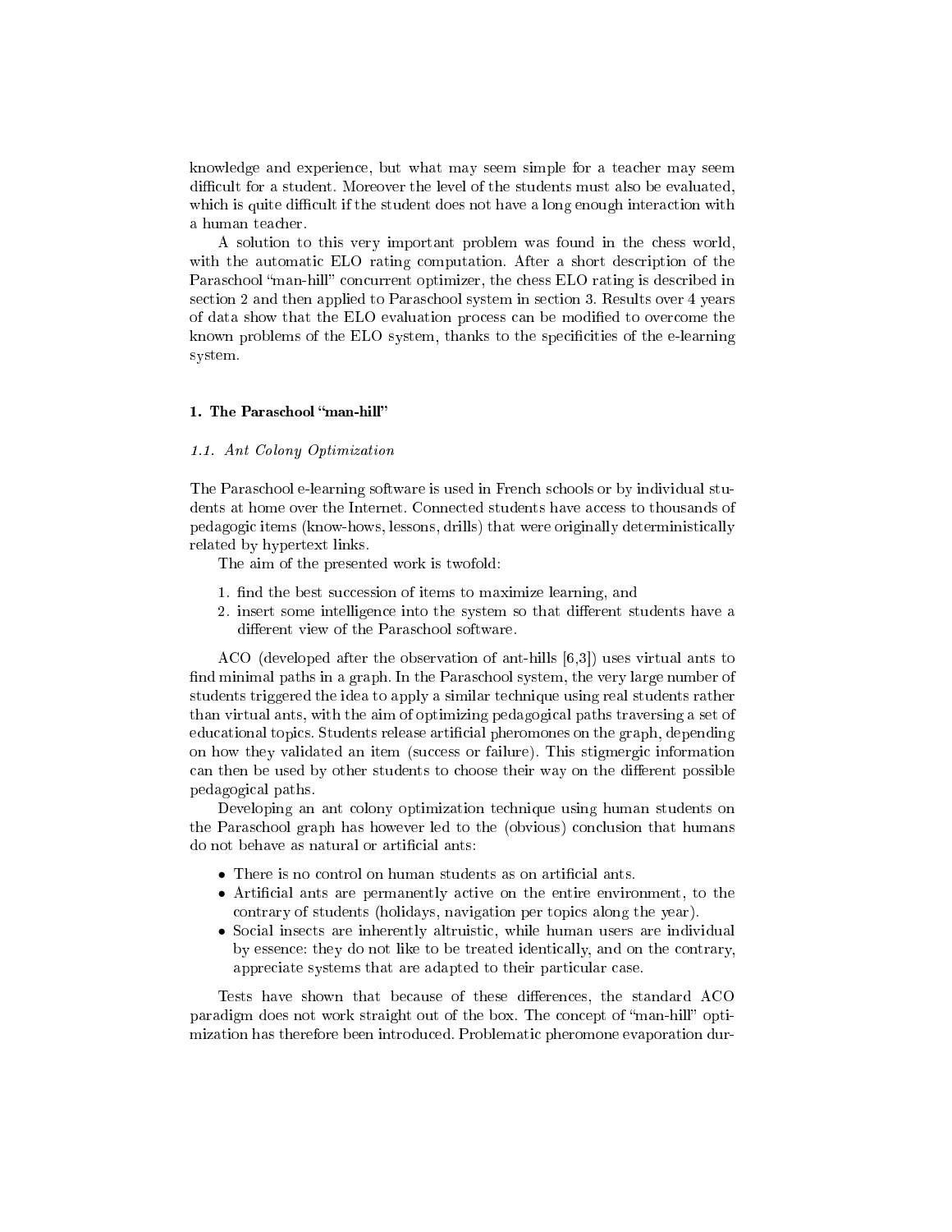knowledge and experience, but what may seem simple for a teacher may seem difficult for a student. Moreover the level of the students must also be evaluated, which is quite difficult if the student does not have a long enough interaction with a human teacher.

A solution to this very important problem was found in the chess world, with the automatic ELO rating computation. After a short description of the Paraschool "man-hill" concurrent optimizer, the chess ELO rating is described in section 2 and then applied to Paraschool system in section 3. Results over 4 years of data show that the ELO evaluation process can be modified to overcome the known problems of the ELO system, thanks to the specificities of the e-learning system.

## 1. The Paraschool "man-hill"

### *1.1. Ant Colony Optimization*

The Paraschool e-learning software is used in French schools or by individual students at home over the Internet. Connected students have access to thousands of pedagogic items (know-hows, lessons, drills) that were originally deterministically related by hypertext links.

The aim of the presented work is twofold:

1. find the best succession of items to maximize learning, and
2. insert some intelligence into the system so that different students have a different view of the Paraschool software.

ACO (developed after the observation of ant-hills [6,3]) uses virtual ants to find minimal paths in a graph. In the Paraschool system, the very large number of students triggered the idea to apply a similar technique using real students rather than virtual ants, with the aim of optimizing pedagogical paths traversing a set of educational topics. Students release artificial pheromones on the graph, depending on how they validated an item (success or failure). This stigmergic information can then be used by other students to choose their way on the different possible pedagogical paths.

Developing an ant colony optimization technique using human students on the Paraschool graph has however led to the (obvious) conclusion that humans do not behave as natural or artificial ants:

- There is no control on human students as on artificial ants.
- Artificial ants are permanently active on the entire environment, to the contrary of students (holidays, navigation per topics along the year).
- Social insects are inherently altruistic, while human users are individual by essence: they do not like to be treated identically, and on the contrary, appreciate systems that are adapted to their particular case.

Tests have shown that because of these differences, the standard ACO paradigm does not work straight out of the box. The concept of "man-hill" optimization has therefore been introduced. Problematic pheromone evaporation dur-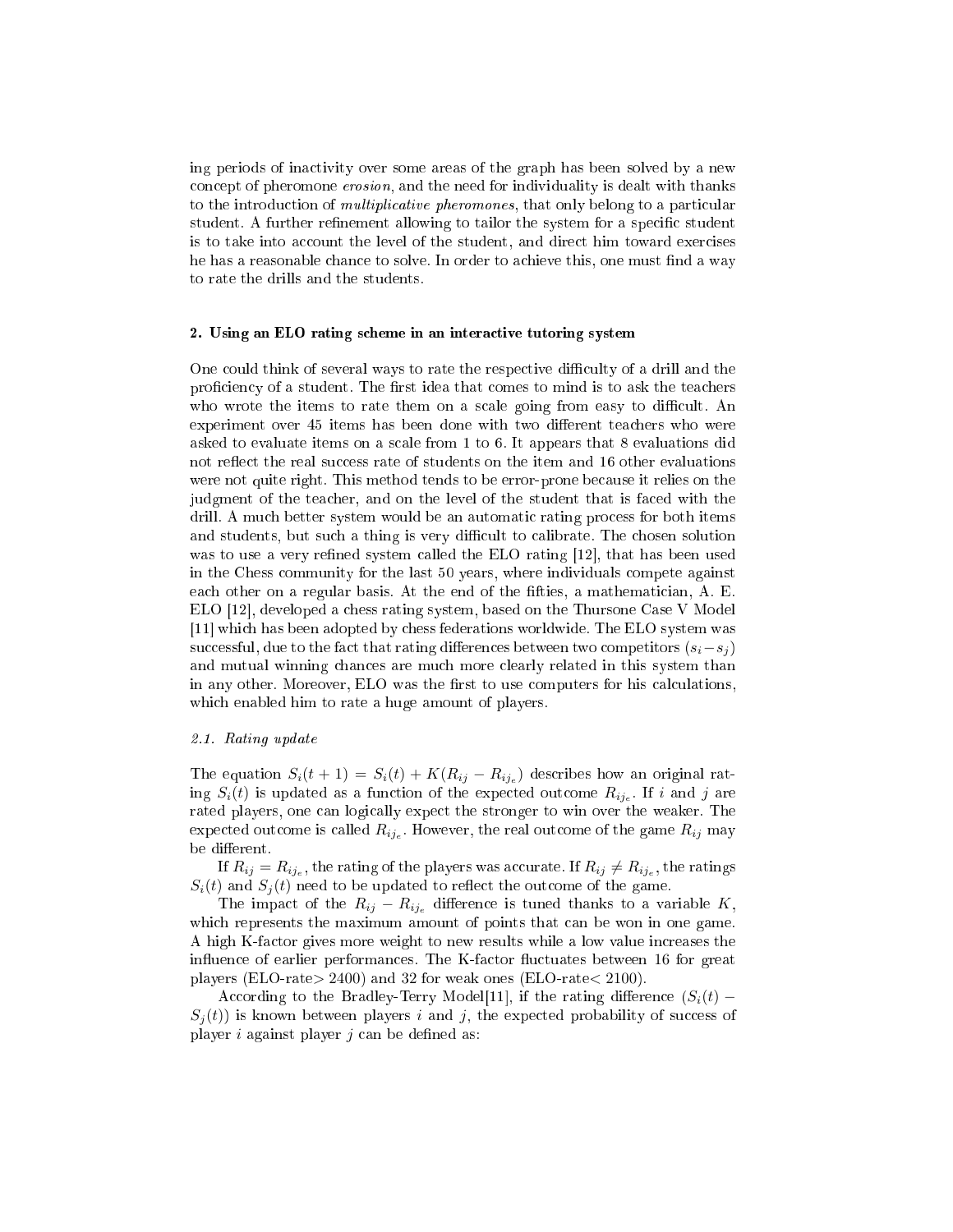ing periods of inactivity over some areas of the graph has been solved by a new concept of pheromone *erosion*, and the need for individuality is dealt with thanks to the introduction of *multiplicative pheromones*, that only belong to a particular student. A further refinement allowing to tailor the system for a specific student is to take into account the level of the student, and direct him toward exercises he has a reasonable chance to solve. In order to achieve this, one must find a way to rate the drills and the students.

## 2. Using an ELO rating scheme in an interactive tutoring system

One could think of several ways to rate the respective difficulty of a drill and the proficiency of a student. The first idea that comes to mind is to ask the teachers who wrote the items to rate them on a scale going from easy to difficult. An experiment over 45 items has been done with two different teachers who were asked to evaluate items on a scale from 1 to 6. It appears that 8 evaluations did not reflect the real success rate of students on the item and 16 other evaluations were not quite right. This method tends to be error-prone because it relies on the judgment of the teacher, and on the level of the student that is faced with the drill. A much better system would be an automatic rating process for both items and students, but such a thing is very difficult to calibrate. The chosen solution was to use a very refined system called the ELO rating [12], that has been used in the Chess community for the last 50 years, where individuals compete against each other on a regular basis. At the end of the fifties, a mathematician, A. E. ELO [12], developed a chess rating system, based on the Thursone Case V Model [11] which has been adopted by chess federations worldwide. The ELO system was successful, due to the fact that rating differences between two competitors $(s_i - s_j)$ and mutual winning chances are much more clearly related in this system than in any other. Moreover, ELO was the first to use computers for his calculations, which enabled him to rate a huge amount of players.

### 2.1. Rating update

The equation $S_i(t+1) = S_i(t) + K(R_{ij} - R_{ij_e})$ describes how an original rating $S_i(t)$ is updated as a function of the expected outcome $R_{ij_e}$. If $i$ and $j$ are rated players, one can logically expect the stronger to win over the weaker. The expected outcome is called $R_{ij_e}$. However, the real outcome of the game $R_{ij}$ may be different.

If $R_{ij} = R_{ij_e}$, the rating of the players was accurate. If $R_{ij} \neq R_{ij_e}$, the ratings $S_i(t)$ and $S_j(t)$ need to be updated to reflect the outcome of the game.

The impact of the $R_{ij} - R_{ij_e}$ difference is tuned thanks to a variable $K$, which represents the maximum amount of points that can be won in one game. A high K-factor gives more weight to new results while a low value increases the influence of earlier performances. The K-factor fluctuates between 16 for great players (ELO-rate$>$ 2400) and 32 for weak ones (ELO-rate$<$ 2100).

According to the Bradley-Terry Model[11], if the rating difference $(S_i(t) - S_j(t))$ is known between players $i$ and $j$, the expected probability of success of player $i$ against player $j$ can be defined as: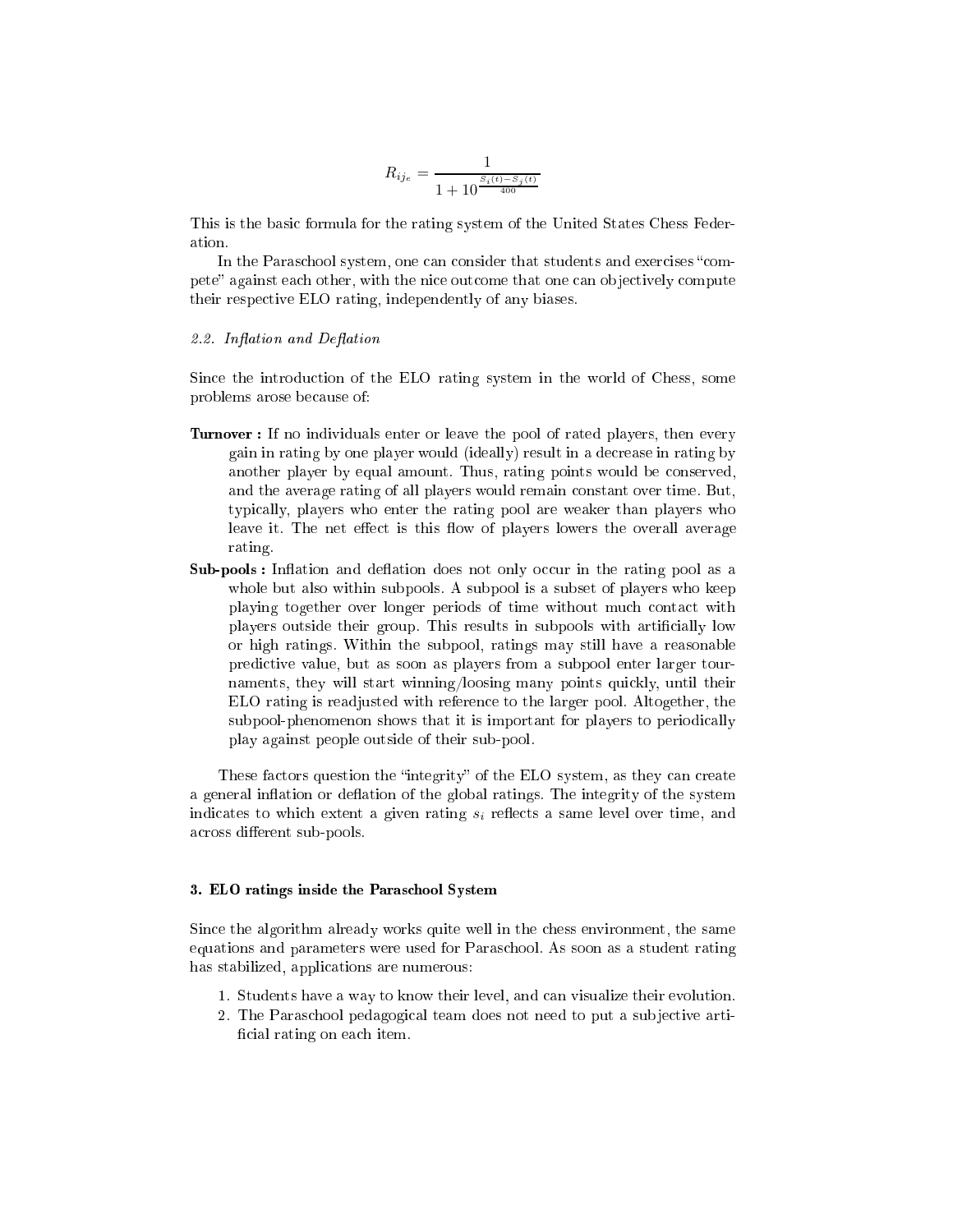$$R_{ij_e} = \frac{1}{1 + 10^{\frac{S_i(t) - S_j(t)}{400}}}$$

This is the basic formula for the rating system of the United States Chess Federation.

In the Paraschool system, one can consider that students and exercises "compete" against each other, with the nice outcome that one can objectively compute their respective ELO rating, independently of any biases.

### 2.2. *Inflation and Deflation*

Since the introduction of the ELO rating system in the world of Chess, some problems arose because of:

- **Turnover :** If no individuals enter or leave the pool of rated players, then every gain in rating by one player would (ideally) result in a decrease in rating by another player by equal amount. Thus, rating points would be conserved, and the average rating of all players would remain constant over time. But, typically, players who enter the rating pool are weaker than players who leave it. The net effect is this flow of players lowers the overall average rating.
- **Sub-pools :** Inflation and deflation does not only occur in the rating pool as a whole but also within subpools. A subpool is a subset of players who keep playing together over longer periods of time without much contact with players outside their group. This results in subpools with artificially low or high ratings. Within the subpool, ratings may still have a reasonable predictive value, but as soon as players from a subpool enter larger tournaments, they will start winning/loosing many points quickly, until their ELO rating is readjusted with reference to the larger pool. Altogether, the subpool-phenomenon shows that it is important for players to periodically play against people outside of their sub-pool.

These factors question the "integrity" of the ELO system, as they can create a general inflation or deflation of the global ratings. The integrity of the system indicates to which extent a given rating $s_i$ reflects a same level over time, and across different sub-pools.

## 3. ELO ratings inside the Paraschool System

Since the algorithm already works quite well in the chess environment, the same equations and parameters were used for Paraschool. As soon as a student rating has stabilized, applications are numerous:

1. Students have a way to know their level, and can visualize their evolution.
2. The Paraschool pedagogical team does not need to put a subjective artificial rating on each item.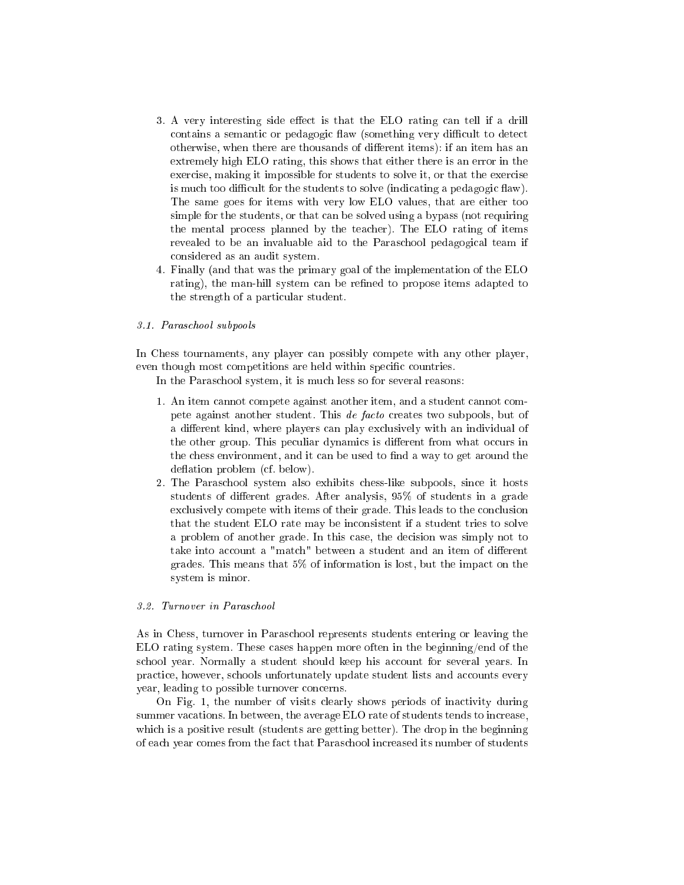3. A very interesting side effect is that the ELO rating can tell if a drill contains a semantic or pedagogic flaw (something very difficult to detect otherwise, when there are thousands of different items): if an item has an extremely high ELO rating, this shows that either there is an error in the exercise, making it impossible for students to solve it, or that the exercise is much too difficult for the students to solve (indicating a pedagogic flaw). The same goes for items with very low ELO values, that are either too simple for the students, or that can be solved using a bypass (not requiring the mental process planned by the teacher). The ELO rating of items revealed to be an invaluable aid to the Paraschool pedagogical team if considered as an audit system.
4. Finally (and that was the primary goal of the implementation of the ELO rating), the man-hill system can be refined to propose items adapted to the strength of a particular student.

### *3.1. Paraschool subpools*

In Chess tournaments, any player can possibly compete with any other player, even though most competitions are held within specific countries.

In the Paraschool system, it is much less so for several reasons:

1. An item cannot compete against another item, and a student cannot compete against another student. This *de facto* creates two subpools, but of a different kind, where players can play exclusively with an individual of the other group. This peculiar dynamics is different from what occurs in the chess environment, and it can be used to find a way to get around the deflation problem (cf. below).
2. The Paraschool system also exhibits chess-like subpools, since it hosts students of different grades. After analysis, 95% of students in a grade exclusively compete with items of their grade. This leads to the conclusion that the student ELO rate may be inconsistent if a student tries to solve a problem of another grade. In this case, the decision was simply not to take into account a "match" between a student and an item of different grades. This means that 5% of information is lost, but the impact on the system is minor.

### *3.2. Turnover in Paraschool*

As in Chess, turnover in Paraschool represents students entering or leaving the ELO rating system. These cases happen more often in the beginning/end of the school year. Normally a student should keep his account for several years. In practice, however, schools unfortunately update student lists and accounts every year, leading to possible turnover concerns.

On Fig. 1, the number of visits clearly shows periods of inactivity during summer vacations. In between, the average ELO rate of students tends to increase, which is a positive result (students are getting better). The drop in the beginning of each year comes from the fact that Paraschool increased its number of students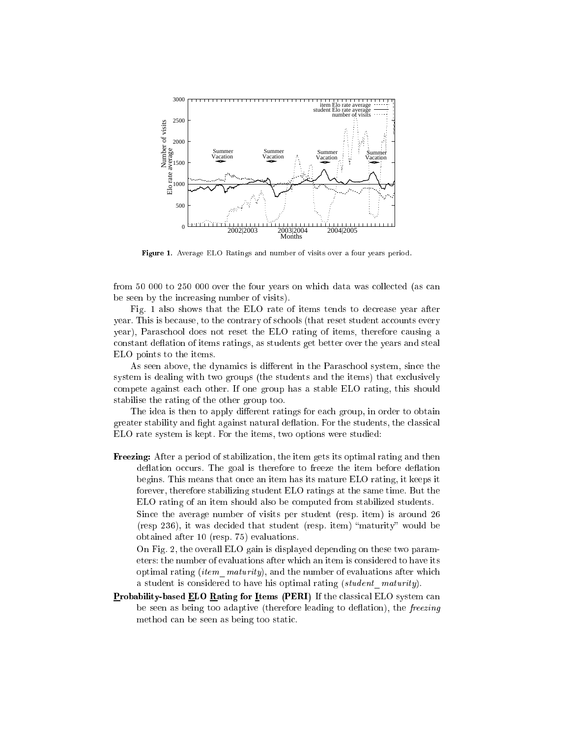**Figure 1.** Average ELO Ratings and number of visits over a four years period.

from 50 000 to 250 000 over the four years on which data was collected (as can be seen by the increasing number of visits).

Fig. 1 also shows that the ELO rate of items tends to decrease year after year. This is because, to the contrary of schools (that reset student accounts every year), Paraschool does not reset the ELO rating of items, therefore causing a constant deflation of items ratings, as students get better over the years and steal ELO points to the items.

As seen above, the dynamics is different in the Paraschool system, since the system is dealing with two groups (the students and the items) that exclusively compete against each other. If one group has a stable ELO rating, this should stabilise the rating of the other group too.

The idea is then to apply different ratings for each group, in order to obtain greater stability and fight against natural deflation. For the students, the classical ELO rate system is kept. For the items, two options were studied:

**Freezing:** After a period of stabilization, the item gets its optimal rating and then deflation occurs. The goal is therefore to freeze the item before deflation begins. This means that once an item has its mature ELO rating, it keeps it forever, therefore stabilizing student ELO ratings at the same time. But the ELO rating of an item should also be computed from stabilized students.

Since the average number of visits per student (resp. item) is around 26 (resp 236), it was decided that student (resp. item) "maturity" would be obtained after 10 (resp. 75) evaluations.

On Fig. 2, the overall ELO gain is displayed depending on these two parameters: the number of evaluations after which an item is considered to have its optimal rating (*item_maturity*), and the number of evaluations after which a student is considered to have his optimal rating (*student_maturity*).

**Probability-based ELO Rating for Items (PERI)** If the classical ELO system can be seen as being too adaptive (therefore leading to deflation), the *freezing* method can be seen as being too static.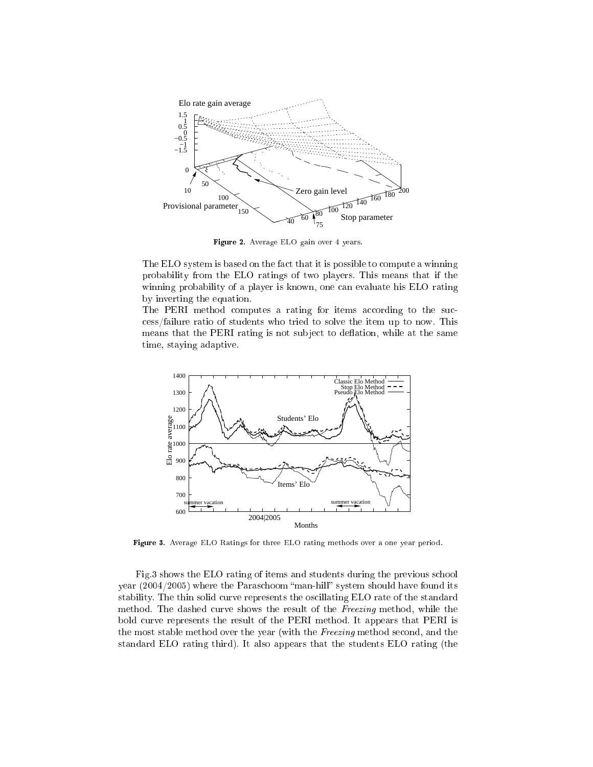**Figure 2.** Average ELO gain over 4 years.

The ELO system is based on the fact that it is possible to compute a winning probability from the ELO ratings of two players. This means that if the winning probability of a player is known, one can evaluate his ELO rating by inverting the equation.

The PERI method computes a rating for items according to the success/failure ratio of students who tried to solve the item up to now. This means that the PERI rating is not subject to deflation, while at the same time, staying adaptive.

**Figure 3.** Average ELO Ratings for three ELO rating methods over a one year period.

Fig.3 shows the ELO rating of items and students during the previous school year (2004/2005) where the Paraschoom "man-hill" system should have found its stability. The thin solid curve represents the oscillating ELO rate of the standard method. The dashed curve shows the result of the *Freezing* method, while the bold curve represents the result of the PERI method. It appears that PERI is the most stable method over the year (with the *Freezing* method second, and the standard ELO rating third). It also appears that the students ELO rating (the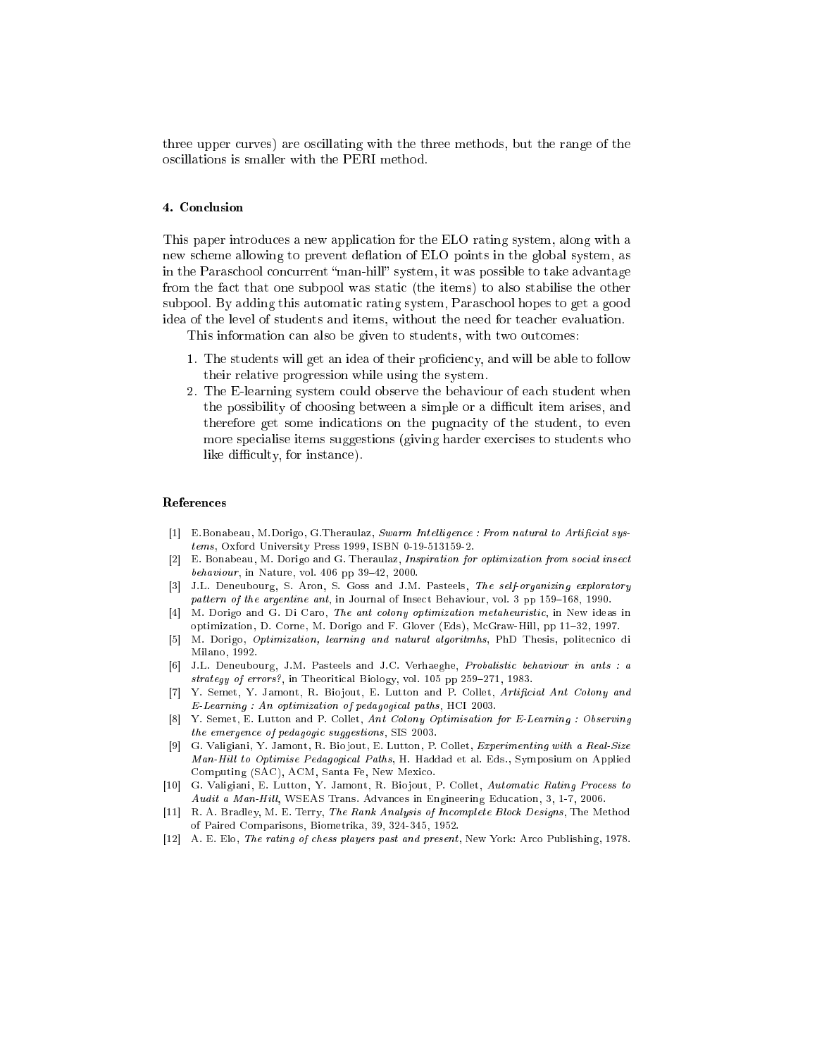three upper curves) are oscillating with the three methods, but the range of the oscillations is smaller with the PERI method.

## 4. Conclusion

This paper introduces a new application for the ELO rating system, along with a new scheme allowing to prevent deflation of ELO points in the global system, as in the Paraschool concurrent "man-hill" system, it was possible to take advantage from the fact that one subpool was static (the items) to also stabilise the other subpool. By adding this automatic rating system, Paraschool hopes to get a good idea of the level of students and items, without the need for teacher evaluation.

This information can also be given to students, with two outcomes:

1. The students will get an idea of their proficiency, and will be able to follow their relative progression while using the system.
2. The E-learning system could observe the behaviour of each student when the possibility of choosing between a simple or a difficult item arises, and therefore get some indications on the pugnacity of the student, to even more specialise items suggestions (giving harder exercises to students who like difficulty, for instance).

## References

[1] E.Bonabeau, M.Dorigo, G.Theraulaz, *Swarm Intelligence : From natural to Artificial systems*, Oxford University Press 1999, ISBN 0-19-513159-2.

[2] E. Bonabeau, M. Dorigo and G. Theraulaz, *Inspiration for optimization from social insect behaviour*, in Nature, vol. 406 pp 39–42, 2000.

[3] J.L. Deneubourg, S. Aron, S. Goss and J.M. Pasteels, *The self-organizing exploratory pattern of the argentine ant*, in Journal of Insect Behaviour, vol. 3 pp 159–168, 1990.

[4] M. Dorigo and G. Di Caro, *The ant colony optimization metaheuristic*, in New ideas in optimization, D. Corne, M. Dorigo and F. Glover (Eds), McGraw-Hill, pp 11–32, 1997.

[5] M. Dorigo, *Optimization, learning and natural algoritmhs*, PhD Thesis, politecnico di Milano, 1992.

[6] J.L. Deneubourg, J.M. Pasteels and J.C. Verhaeghe, *Probalistic behaviour in ants : a strategy of errors?*, in Theoritical Biology, vol. 105 pp 259–271, 1983.

[7] Y. Semet, Y. Jamont, R. Biojout, E. Lutton and P. Collet, *Artificial Ant Colony and E-Learning : An optimization of pedagogical paths*, HCI 2003.

[8] Y. Semet, E. Lutton and P. Collet, *Ant Colony Optimisation for E-Learning : Observing the emergence of pedagogic suggestions*, SIS 2003.

[9] G. Valigiani, Y. Jamont, R. Biojout, E. Lutton, P. Collet, *Experimenting with a Real-Size Man-Hill to Optimise Pedagogical Paths*, H. Haddad et al. Eds., Symposium on Applied Computing (SAC), ACM, Santa Fe, New Mexico.

[10] G. Valigiani, E. Lutton, Y. Jamont, R. Biojout, P. Collet, *Automatic Rating Process to Audit a Man-Hill*, WSEAS Trans. Advances in Engineering Education, 3, 1-7, 2006.

[11] R. A. Bradley, M. E. Terry, *The Rank Analysis of Incomplete Block Designs*, The Method of Paired Comparisons, Biometrika, 39, 324-345, 1952.

[12] A. E. Elo, *The rating of chess players past and present*, New York: Arco Publishing, 1978.